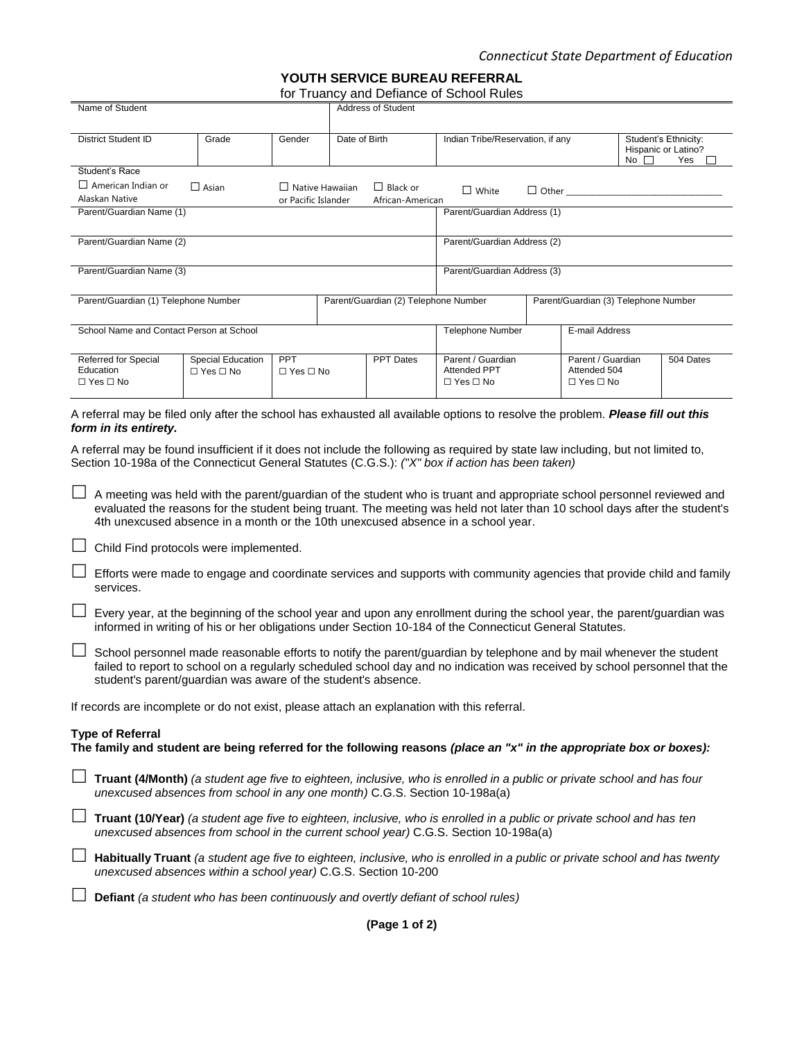*Connecticut State Department of Education*

# YOUTH SERVICE BUREAU REFERRAL

for Truancy and Defiance of School Rules

| Name of Student | | | Address of Student | | | |
|---|---|---|---|---|---|---|
| District Student ID | Grade | Gender | Date of Birth | Indian Tribe/Reservation, if any | | Student's Ethnicity: Hispanic or Latino? No ☐ Yes ☐ |
| Student's Race<br>☐ American Indian or Alaskan Native | ☐ Asian | ☐ Native Hawaiian or Pacific Islander | ☐ Black or African-American | ☐ White | ☐ Other ________________ | |
| Parent/Guardian Name (1) | | | | Parent/Guardian Address (1) | | |
| Parent/Guardian Name (2) | | | | Parent/Guardian Address (2) | | |
| Parent/Guardian Name (3) | | | | Parent/Guardian Address (3) | | |
| Parent/Guardian (1) Telephone Number | | | Parent/Guardian (2) Telephone Number | | Parent/Guardian (3) Telephone Number | |
| School Name and Contact Person at School | | | | Telephone Number | E-mail Address | |
| Referred for Special Education ☐ Yes ☐ No | Special Education ☐ Yes ☐ No | PPT ☐ Yes ☐ No | PPT Dates | Parent / Guardian Attended PPT ☐ Yes ☐ No | Parent / Guardian Attended 504 ☐ Yes ☐ No | 504 Dates |

A referral may be filed only after the school has exhausted all available options to resolve the problem. ***Please fill out this form in its entirety.***

A referral may be found insufficient if it does not include the following as required by state law including, but not limited to, Section 10-198a of the Connecticut General Statutes (C.G.S.): *("X" box if action has been taken)*

☐ A meeting was held with the parent/guardian of the student who is truant and appropriate school personnel reviewed and evaluated the reasons for the student being truant. The meeting was held not later than 10 school days after the student's 4th unexcused absence in a month or the 10th unexcused absence in a school year.

☐ Child Find protocols were implemented.

☐ Efforts were made to engage and coordinate services and supports with community agencies that provide child and family services.

☐ Every year, at the beginning of the school year and upon any enrollment during the school year, the parent/guardian was informed in writing of his or her obligations under Section 10-184 of the Connecticut General Statutes.

☐ School personnel made reasonable efforts to notify the parent/guardian by telephone and by mail whenever the student failed to report to school on a regularly scheduled school day and no indication was received by school personnel that the student's parent/guardian was aware of the student's absence.

If records are incomplete or do not exist, please attach an explanation with this referral.

**Type of Referral**

**The family and student are being referred for the following reasons *(place an "x" in the appropriate box or boxes):***

☐ **Truant (4/Month)** *(a student age five to eighteen, inclusive, who is enrolled in a public or private school and has four unexcused absences from school in any one month)* C.G.S. Section 10-198a(a)

☐ **Truant (10/Year)** *(a student age five to eighteen, inclusive, who is enrolled in a public or private school and has ten unexcused absences from school in the current school year)* C.G.S. Section 10-198a(a)

☐ **Habitually Truant** *(a student age five to eighteen, inclusive, who is enrolled in a public or private school and has twenty unexcused absences within a school year)* C.G.S. Section 10-200

☐ **Defiant** *(a student who has been continuously and overtly defiant of school rules)*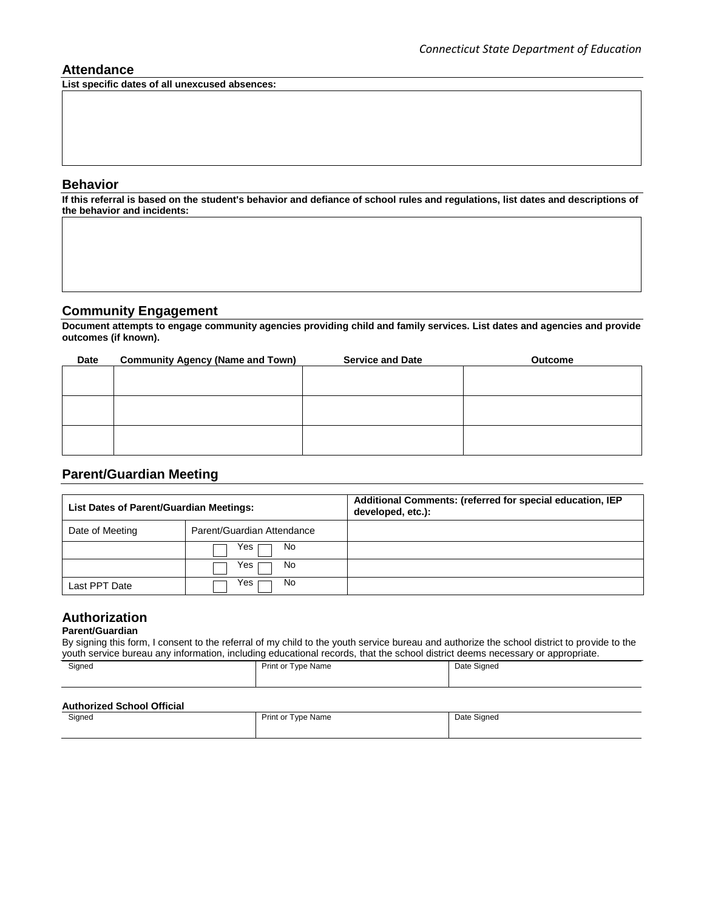## Attendance

**List specific dates of all unexcused absences:**

## Behavior

**If this referral is based on the student's behavior and defiance of school rules and regulations, list dates and descriptions of the behavior and incidents:**

## Community Engagement

**Document attempts to engage community agencies providing child and family services. List dates and agencies and provide outcomes (if known).**

| Date | Community Agency (Name and Town) | Service and Date | Outcome |
|---|---|---|---|
| | | | |
| | | | |
| | | | |

## Parent/Guardian Meeting

| List Dates of Parent/Guardian Meetings: | | Additional Comments: (referred for special education, IEP developed, etc.): |
|---|---|---|
| Date of Meeting | Parent/Guardian Attendance | |
| | ☐ Yes ☐ No | |
| | ☐ Yes ☐ No | |
| Last PPT Date | ☐ Yes ☐ No | |

## Authorization

**Parent/Guardian**

By signing this form, I consent to the referral of my child to the youth service bureau and authorize the school district to provide to the youth service bureau any information, including educational records, that the school district deems necessary or appropriate.

| Signed | Print or Type Name | Date Signed |
|---|---|---|
| | | |

**Authorized School Official**

| Signed | Print or Type Name | Date Signed |
|---|---|---|
| | | |